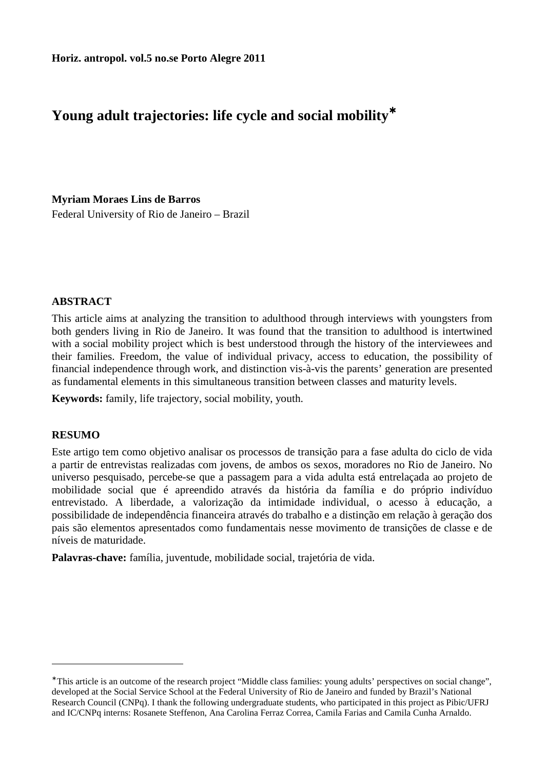**Horiz. antropol. vol.5 no.se Porto Alegre 2011**

# Young adult trajectories: life cycle and social mobility*

**Myriam Moraes Lins de Barros**
Federal University of Rio de Janeiro – Brazil

## ABSTRACT

This article aims at analyzing the transition to adulthood through interviews with youngsters from both genders living in Rio de Janeiro. It was found that the transition to adulthood is intertwined with a social mobility project which is best understood through the history of the interviewees and their families. Freedom, the value of individual privacy, access to education, the possibility of financial independence through work, and distinction vis-à-vis the parents' generation are presented as fundamental elements in this simultaneous transition between classes and maturity levels.

**Keywords:** family, life trajectory, social mobility, youth.

## RESUMO

Este artigo tem como objetivo analisar os processos de transição para a fase adulta do ciclo de vida a partir de entrevistas realizadas com jovens, de ambos os sexos, moradores no Rio de Janeiro. No universo pesquisado, percebe-se que a passagem para a vida adulta está entrelaçada ao projeto de mobilidade social que é apreendido através da história da família e do próprio indivíduo entrevistado. A liberdade, a valorização da intimidade individual, o acesso à educação, a possibilidade de independência financeira através do trabalho e a distinção em relação à geração dos pais são elementos apresentados como fundamentais nesse movimento de transições de classe e de níveis de maturidade.

**Palavras-chave:** família, juventude, mobilidade social, trajetória de vida.

---

*This article is an outcome of the research project "Middle class families: young adults' perspectives on social change", developed at the Social Service School at the Federal University of Rio de Janeiro and funded by Brazil's National Research Council (CNPq). I thank the following undergraduate students, who participated in this project as Pibic/UFRJ and IC/CNPq interns: Rosanete Steffenon, Ana Carolina Ferraz Correa, Camila Farias and Camila Cunha Arnaldo.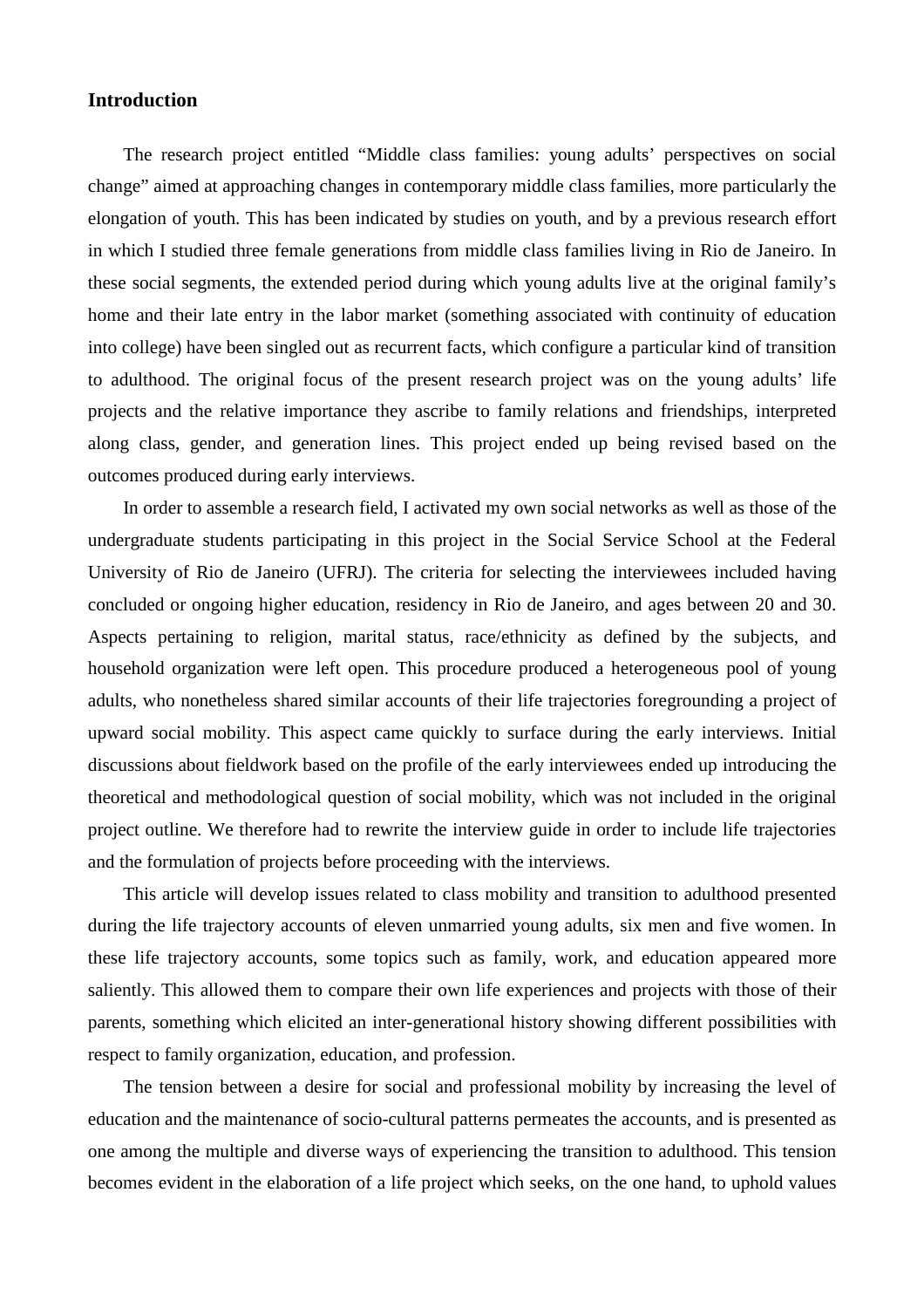## Introduction

The research project entitled "Middle class families: young adults' perspectives on social change" aimed at approaching changes in contemporary middle class families, more particularly the elongation of youth. This has been indicated by studies on youth, and by a previous research effort in which I studied three female generations from middle class families living in Rio de Janeiro. In these social segments, the extended period during which young adults live at the original family's home and their late entry in the labor market (something associated with continuity of education into college) have been singled out as recurrent facts, which configure a particular kind of transition to adulthood. The original focus of the present research project was on the young adults' life projects and the relative importance they ascribe to family relations and friendships, interpreted along class, gender, and generation lines. This project ended up being revised based on the outcomes produced during early interviews.

In order to assemble a research field, I activated my own social networks as well as those of the undergraduate students participating in this project in the Social Service School at the Federal University of Rio de Janeiro (UFRJ). The criteria for selecting the interviewees included having concluded or ongoing higher education, residency in Rio de Janeiro, and ages between 20 and 30. Aspects pertaining to religion, marital status, race/ethnicity as defined by the subjects, and household organization were left open. This procedure produced a heterogeneous pool of young adults, who nonetheless shared similar accounts of their life trajectories foregrounding a project of upward social mobility. This aspect came quickly to surface during the early interviews. Initial discussions about fieldwork based on the profile of the early interviewees ended up introducing the theoretical and methodological question of social mobility, which was not included in the original project outline. We therefore had to rewrite the interview guide in order to include life trajectories and the formulation of projects before proceeding with the interviews.

This article will develop issues related to class mobility and transition to adulthood presented during the life trajectory accounts of eleven unmarried young adults, six men and five women. In these life trajectory accounts, some topics such as family, work, and education appeared more saliently. This allowed them to compare their own life experiences and projects with those of their parents, something which elicited an inter-generational history showing different possibilities with respect to family organization, education, and profession.

The tension between a desire for social and professional mobility by increasing the level of education and the maintenance of socio-cultural patterns permeates the accounts, and is presented as one among the multiple and diverse ways of experiencing the transition to adulthood. This tension becomes evident in the elaboration of a life project which seeks, on the one hand, to uphold values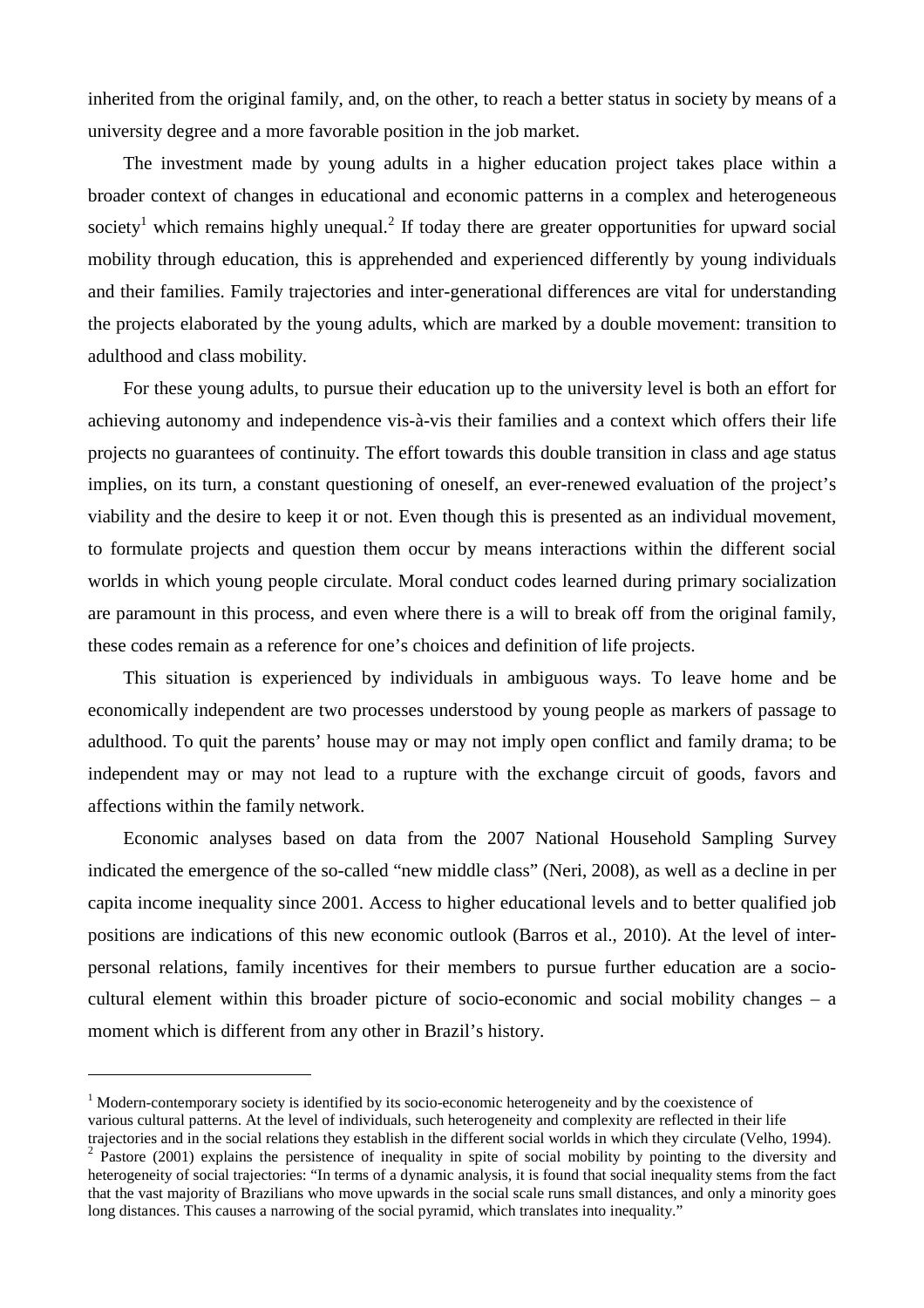inherited from the original family, and, on the other, to reach a better status in society by means of a university degree and a more favorable position in the job market.

The investment made by young adults in a higher education project takes place within a broader context of changes in educational and economic patterns in a complex and heterogeneous society[1] which remains highly unequal.[2] If today there are greater opportunities for upward social mobility through education, this is apprehended and experienced differently by young individuals and their families. Family trajectories and inter-generational differences are vital for understanding the projects elaborated by the young adults, which are marked by a double movement: transition to adulthood and class mobility.

For these young adults, to pursue their education up to the university level is both an effort for achieving autonomy and independence vis-à-vis their families and a context which offers their life projects no guarantees of continuity. The effort towards this double transition in class and age status implies, on its turn, a constant questioning of oneself, an ever-renewed evaluation of the project's viability and the desire to keep it or not. Even though this is presented as an individual movement, to formulate projects and question them occur by means interactions within the different social worlds in which young people circulate. Moral conduct codes learned during primary socialization are paramount in this process, and even where there is a will to break off from the original family, these codes remain as a reference for one's choices and definition of life projects.

This situation is experienced by individuals in ambiguous ways. To leave home and be economically independent are two processes understood by young people as markers of passage to adulthood. To quit the parents' house may or may not imply open conflict and family drama; to be independent may or may not lead to a rupture with the exchange circuit of goods, favors and affections within the family network.

Economic analyses based on data from the 2007 National Household Sampling Survey indicated the emergence of the so-called "new middle class" (Neri, 2008), as well as a decline in per capita income inequality since 2001. Access to higher educational levels and to better qualified job positions are indications of this new economic outlook (Barros et al., 2010). At the level of inter-personal relations, family incentives for their members to pursue further education are a socio-cultural element within this broader picture of socio-economic and social mobility changes – a moment which is different from any other in Brazil's history.

---

[1] Modern-contemporary society is identified by its socio-economic heterogeneity and by the coexistence of various cultural patterns. At the level of individuals, such heterogeneity and complexity are reflected in their life trajectories and in the social relations they establish in the different social worlds in which they circulate (Velho, 1994).

[2] Pastore (2001) explains the persistence of inequality in spite of social mobility by pointing to the diversity and heterogeneity of social trajectories: "In terms of a dynamic analysis, it is found that social inequality stems from the fact that the vast majority of Brazilians who move upwards in the social scale runs small distances, and only a minority goes long distances. This causes a narrowing of the social pyramid, which translates into inequality."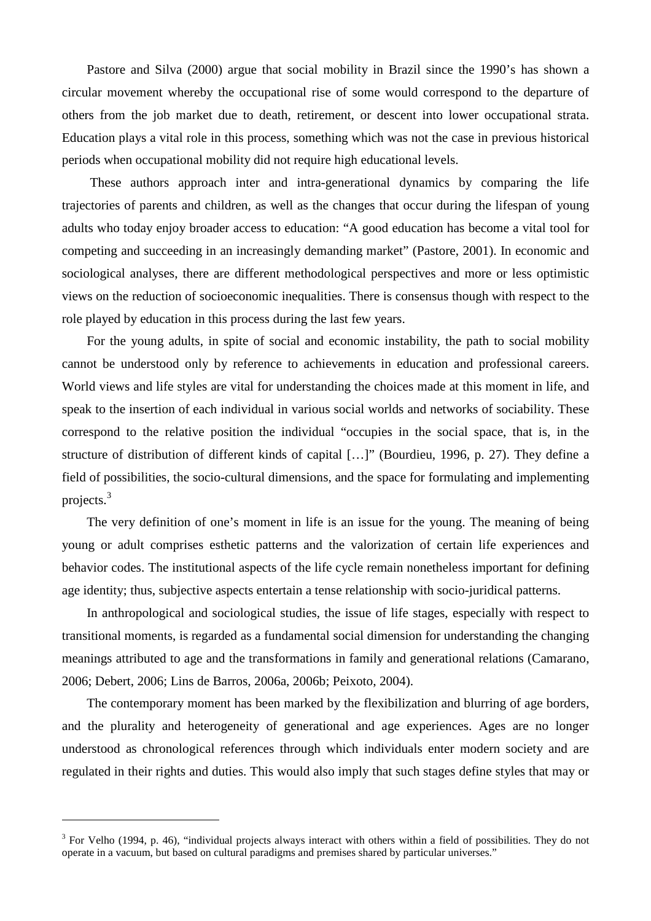Pastore and Silva (2000) argue that social mobility in Brazil since the 1990's has shown a circular movement whereby the occupational rise of some would correspond to the departure of others from the job market due to death, retirement, or descent into lower occupational strata. Education plays a vital role in this process, something which was not the case in previous historical periods when occupational mobility did not require high educational levels.

These authors approach inter and intra-generational dynamics by comparing the life trajectories of parents and children, as well as the changes that occur during the lifespan of young adults who today enjoy broader access to education: "A good education has become a vital tool for competing and succeeding in an increasingly demanding market" (Pastore, 2001). In economic and sociological analyses, there are different methodological perspectives and more or less optimistic views on the reduction of socioeconomic inequalities. There is consensus though with respect to the role played by education in this process during the last few years.

For the young adults, in spite of social and economic instability, the path to social mobility cannot be understood only by reference to achievements in education and professional careers. World views and life styles are vital for understanding the choices made at this moment in life, and speak to the insertion of each individual in various social worlds and networks of sociability. These correspond to the relative position the individual "occupies in the social space, that is, in the structure of distribution of different kinds of capital […]" (Bourdieu, 1996, p. 27). They define a field of possibilities, the socio-cultural dimensions, and the space for formulating and implementing projects.[3]

The very definition of one's moment in life is an issue for the young. The meaning of being young or adult comprises esthetic patterns and the valorization of certain life experiences and behavior codes. The institutional aspects of the life cycle remain nonetheless important for defining age identity; thus, subjective aspects entertain a tense relationship with socio-juridical patterns.

In anthropological and sociological studies, the issue of life stages, especially with respect to transitional moments, is regarded as a fundamental social dimension for understanding the changing meanings attributed to age and the transformations in family and generational relations (Camarano, 2006; Debert, 2006; Lins de Barros, 2006a, 2006b; Peixoto, 2004).

The contemporary moment has been marked by the flexibilization and blurring of age borders, and the plurality and heterogeneity of generational and age experiences. Ages are no longer understood as chronological references through which individuals enter modern society and are regulated in their rights and duties. This would also imply that such stages define styles that may or

---

[3] For Velho (1994, p. 46), "individual projects always interact with others within a field of possibilities. They do not operate in a vacuum, but based on cultural paradigms and premises shared by particular universes."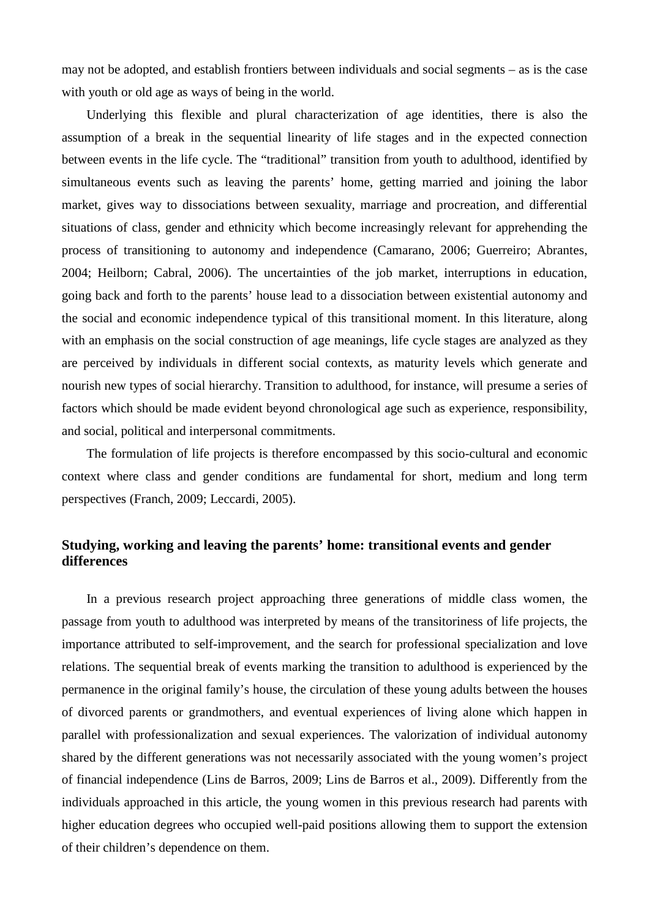may not be adopted, and establish frontiers between individuals and social segments – as is the case with youth or old age as ways of being in the world.

Underlying this flexible and plural characterization of age identities, there is also the assumption of a break in the sequential linearity of life stages and in the expected connection between events in the life cycle. The "traditional" transition from youth to adulthood, identified by simultaneous events such as leaving the parents' home, getting married and joining the labor market, gives way to dissociations between sexuality, marriage and procreation, and differential situations of class, gender and ethnicity which become increasingly relevant for apprehending the process of transitioning to autonomy and independence (Camarano, 2006; Guerreiro; Abrantes, 2004; Heilborn; Cabral, 2006). The uncertainties of the job market, interruptions in education, going back and forth to the parents' house lead to a dissociation between existential autonomy and the social and economic independence typical of this transitional moment. In this literature, along with an emphasis on the social construction of age meanings, life cycle stages are analyzed as they are perceived by individuals in different social contexts, as maturity levels which generate and nourish new types of social hierarchy. Transition to adulthood, for instance, will presume a series of factors which should be made evident beyond chronological age such as experience, responsibility, and social, political and interpersonal commitments.

The formulation of life projects is therefore encompassed by this socio-cultural and economic context where class and gender conditions are fundamental for short, medium and long term perspectives (Franch, 2009; Leccardi, 2005).

## Studying, working and leaving the parents' home: transitional events and gender differences

In a previous research project approaching three generations of middle class women, the passage from youth to adulthood was interpreted by means of the transitoriness of life projects, the importance attributed to self-improvement, and the search for professional specialization and love relations. The sequential break of events marking the transition to adulthood is experienced by the permanence in the original family's house, the circulation of these young adults between the houses of divorced parents or grandmothers, and eventual experiences of living alone which happen in parallel with professionalization and sexual experiences. The valorization of individual autonomy shared by the different generations was not necessarily associated with the young women's project of financial independence (Lins de Barros, 2009; Lins de Barros et al., 2009). Differently from the individuals approached in this article, the young women in this previous research had parents with higher education degrees who occupied well-paid positions allowing them to support the extension of their children's dependence on them.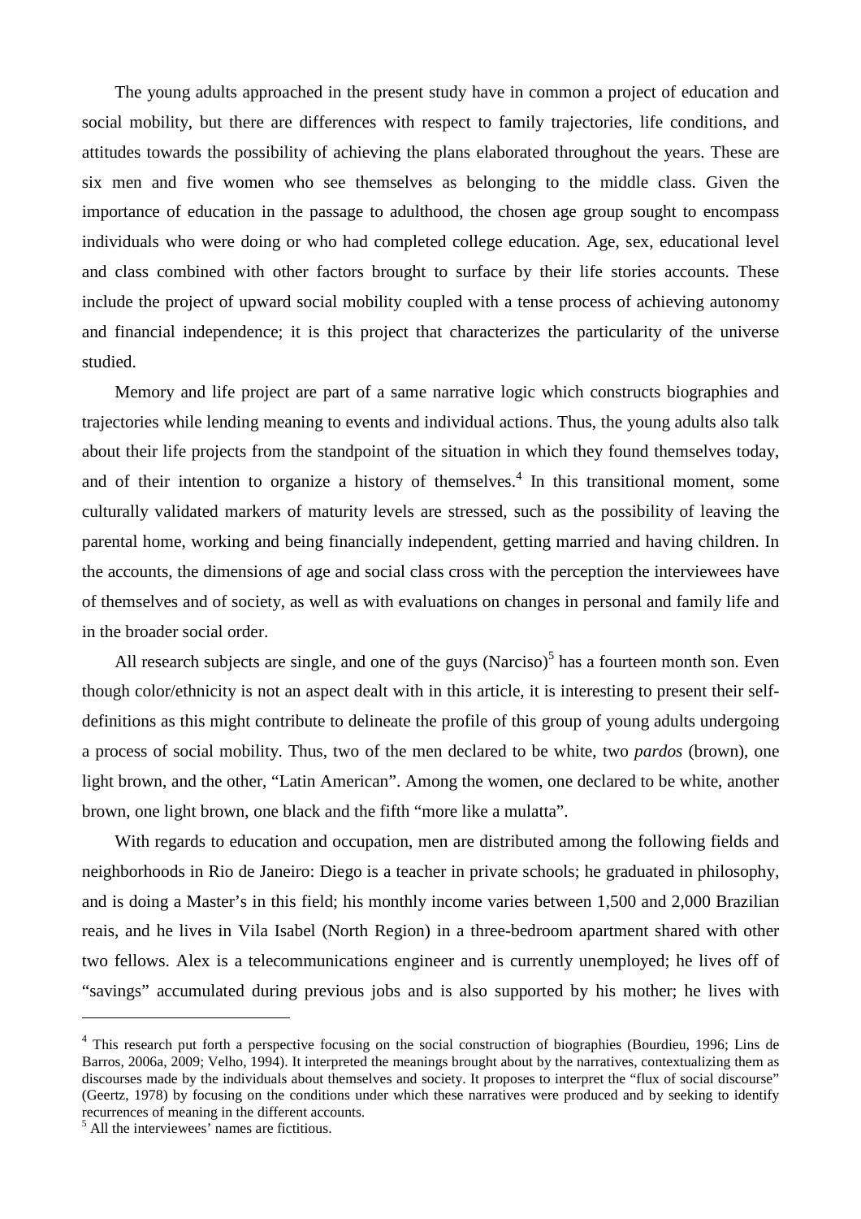The young adults approached in the present study have in common a project of education and social mobility, but there are differences with respect to family trajectories, life conditions, and attitudes towards the possibility of achieving the plans elaborated throughout the years. These are six men and five women who see themselves as belonging to the middle class. Given the importance of education in the passage to adulthood, the chosen age group sought to encompass individuals who were doing or who had completed college education. Age, sex, educational level and class combined with other factors brought to surface by their life stories accounts. These include the project of upward social mobility coupled with a tense process of achieving autonomy and financial independence; it is this project that characterizes the particularity of the universe studied.

Memory and life project are part of a same narrative logic which constructs biographies and trajectories while lending meaning to events and individual actions. Thus, the young adults also talk about their life projects from the standpoint of the situation in which they found themselves today, and of their intention to organize a history of themselves.[4] In this transitional moment, some culturally validated markers of maturity levels are stressed, such as the possibility of leaving the parental home, working and being financially independent, getting married and having children. In the accounts, the dimensions of age and social class cross with the perception the interviewees have of themselves and of society, as well as with evaluations on changes in personal and family life and in the broader social order.

All research subjects are single, and one of the guys (Narciso)[5] has a fourteen month son. Even though color/ethnicity is not an aspect dealt with in this article, it is interesting to present their self-definitions as this might contribute to delineate the profile of this group of young adults undergoing a process of social mobility. Thus, two of the men declared to be white, two *pardos* (brown), one light brown, and the other, "Latin American". Among the women, one declared to be white, another brown, one light brown, one black and the fifth "more like a mulatta".

With regards to education and occupation, men are distributed among the following fields and neighborhoods in Rio de Janeiro: Diego is a teacher in private schools; he graduated in philosophy, and is doing a Master's in this field; his monthly income varies between 1,500 and 2,000 Brazilian reais, and he lives in Vila Isabel (North Region) in a three-bedroom apartment shared with other two fellows. Alex is a telecommunications engineer and is currently unemployed; he lives off of "savings" accumulated during previous jobs and is also supported by his mother; he lives with

---

[4] This research put forth a perspective focusing on the social construction of biographies (Bourdieu, 1996; Lins de Barros, 2006a, 2009; Velho, 1994). It interpreted the meanings brought about by the narratives, contextualizing them as discourses made by the individuals about themselves and society. It proposes to interpret the "flux of social discourse" (Geertz, 1978) by focusing on the conditions under which these narratives were produced and by seeking to identify recurrences of meaning in the different accounts.

[5] All the interviewees' names are fictitious.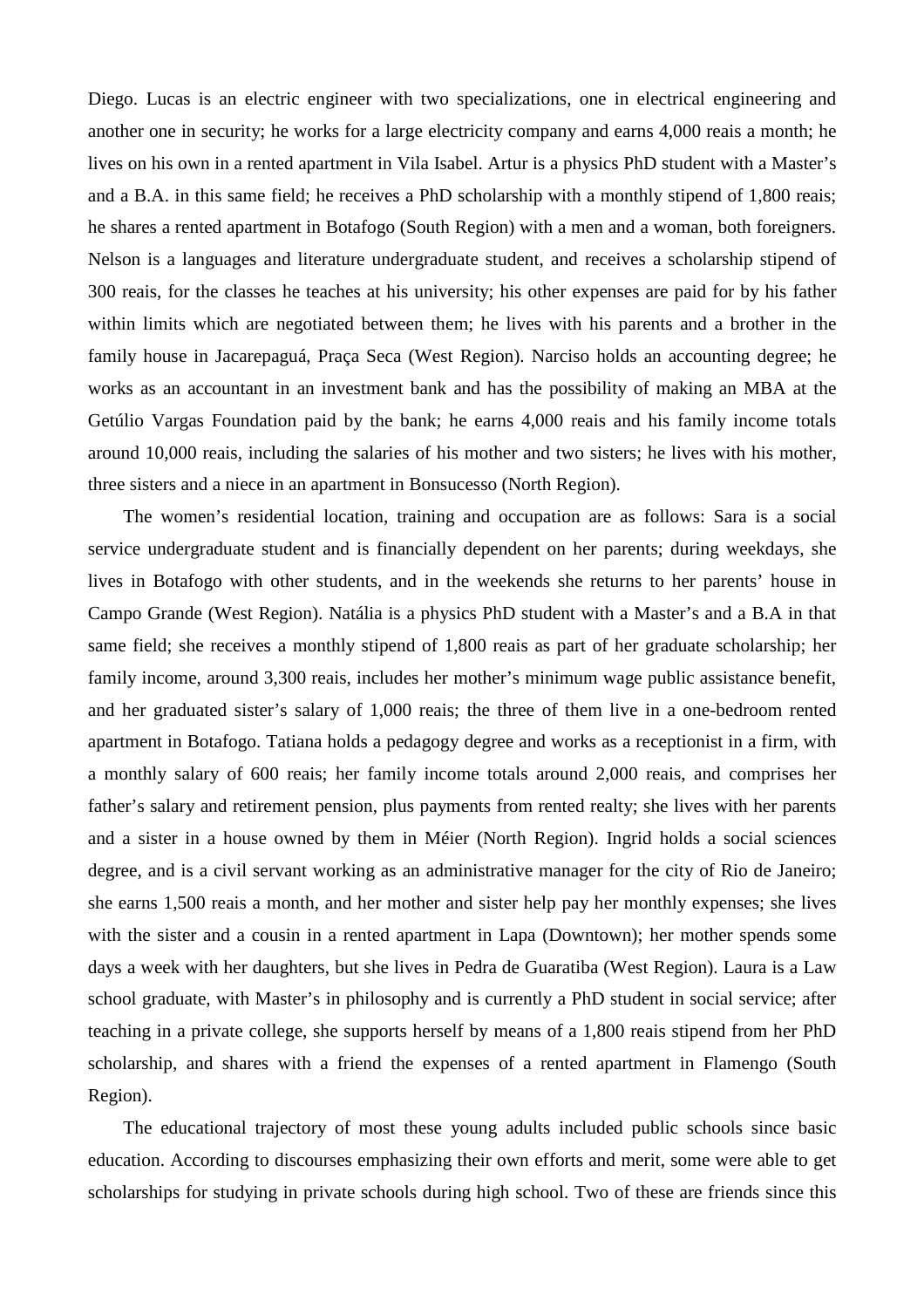Diego. Lucas is an electric engineer with two specializations, one in electrical engineering and another one in security; he works for a large electricity company and earns 4,000 reais a month; he lives on his own in a rented apartment in Vila Isabel. Artur is a physics PhD student with a Master's and a B.A. in this same field; he receives a PhD scholarship with a monthly stipend of 1,800 reais; he shares a rented apartment in Botafogo (South Region) with a men and a woman, both foreigners. Nelson is a languages and literature undergraduate student, and receives a scholarship stipend of 300 reais, for the classes he teaches at his university; his other expenses are paid for by his father within limits which are negotiated between them; he lives with his parents and a brother in the family house in Jacarepaguá, Praça Seca (West Region). Narciso holds an accounting degree; he works as an accountant in an investment bank and has the possibility of making an MBA at the Getúlio Vargas Foundation paid by the bank; he earns 4,000 reais and his family income totals around 10,000 reais, including the salaries of his mother and two sisters; he lives with his mother, three sisters and a niece in an apartment in Bonsucesso (North Region).

The women's residential location, training and occupation are as follows: Sara is a social service undergraduate student and is financially dependent on her parents; during weekdays, she lives in Botafogo with other students, and in the weekends she returns to her parents' house in Campo Grande (West Region). Natália is a physics PhD student with a Master's and a B.A in that same field; she receives a monthly stipend of 1,800 reais as part of her graduate scholarship; her family income, around 3,300 reais, includes her mother's minimum wage public assistance benefit, and her graduated sister's salary of 1,000 reais; the three of them live in a one-bedroom rented apartment in Botafogo. Tatiana holds a pedagogy degree and works as a receptionist in a firm, with a monthly salary of 600 reais; her family income totals around 2,000 reais, and comprises her father's salary and retirement pension, plus payments from rented realty; she lives with her parents and a sister in a house owned by them in Méier (North Region). Ingrid holds a social sciences degree, and is a civil servant working as an administrative manager for the city of Rio de Janeiro; she earns 1,500 reais a month, and her mother and sister help pay her monthly expenses; she lives with the sister and a cousin in a rented apartment in Lapa (Downtown); her mother spends some days a week with her daughters, but she lives in Pedra de Guaratiba (West Region). Laura is a Law school graduate, with Master's in philosophy and is currently a PhD student in social service; after teaching in a private college, she supports herself by means of a 1,800 reais stipend from her PhD scholarship, and shares with a friend the expenses of a rented apartment in Flamengo (South Region).

The educational trajectory of most these young adults included public schools since basic education. According to discourses emphasizing their own efforts and merit, some were able to get scholarships for studying in private schools during high school. Two of these are friends since this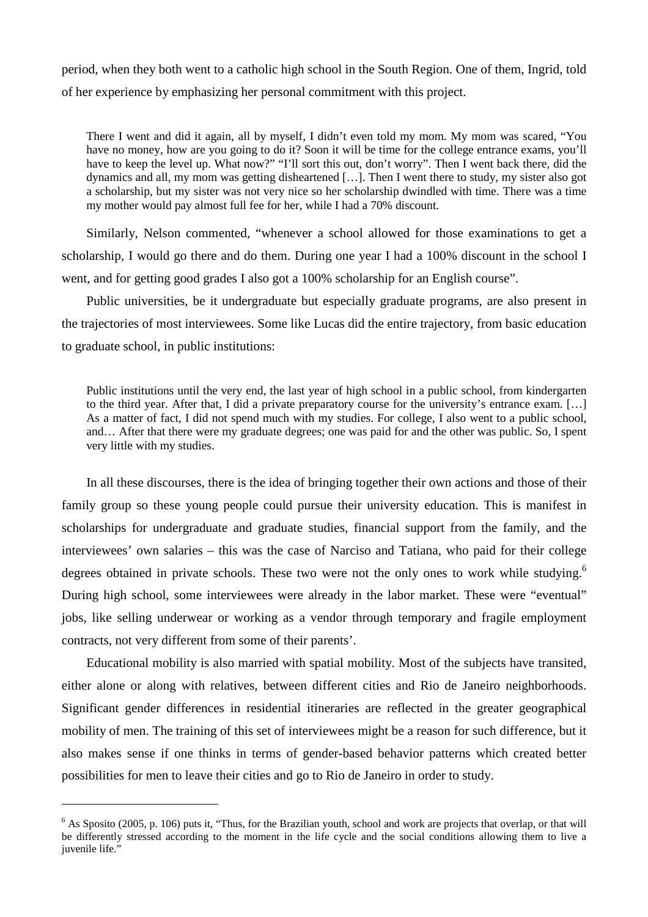period, when they both went to a catholic high school in the South Region. One of them, Ingrid, told of her experience by emphasizing her personal commitment with this project.

> There I went and did it again, all by myself, I didn't even told my mom. My mom was scared, "You have no money, how are you going to do it? Soon it will be time for the college entrance exams, you'll have to keep the level up. What now?" "I'll sort this out, don't worry". Then I went back there, did the dynamics and all, my mom was getting disheartened […]. Then I went there to study, my sister also got a scholarship, but my sister was not very nice so her scholarship dwindled with time. There was a time my mother would pay almost full fee for her, while I had a 70% discount.

Similarly, Nelson commented, "whenever a school allowed for those examinations to get a scholarship, I would go there and do them. During one year I had a 100% discount in the school I went, and for getting good grades I also got a 100% scholarship for an English course".

Public universities, be it undergraduate but especially graduate programs, are also present in the trajectories of most interviewees. Some like Lucas did the entire trajectory, from basic education to graduate school, in public institutions:

> Public institutions until the very end, the last year of high school in a public school, from kindergarten to the third year. After that, I did a private preparatory course for the university's entrance exam. […] As a matter of fact, I did not spend much with my studies. For college, I also went to a public school, and… After that there were my graduate degrees; one was paid for and the other was public. So, I spent very little with my studies.

In all these discourses, there is the idea of bringing together their own actions and those of their family group so these young people could pursue their university education. This is manifest in scholarships for undergraduate and graduate studies, financial support from the family, and the interviewees' own salaries – this was the case of Narciso and Tatiana, who paid for their college degrees obtained in private schools. These two were not the only ones to work while studying.[6] During high school, some interviewees were already in the labor market. These were "eventual" jobs, like selling underwear or working as a vendor through temporary and fragile employment contracts, not very different from some of their parents'.

Educational mobility is also married with spatial mobility. Most of the subjects have transited, either alone or along with relatives, between different cities and Rio de Janeiro neighborhoods. Significant gender differences in residential itineraries are reflected in the greater geographical mobility of men. The training of this set of interviewees might be a reason for such difference, but it also makes sense if one thinks in terms of gender-based behavior patterns which created better possibilities for men to leave their cities and go to Rio de Janeiro in order to study.

---

[6] As Sposito (2005, p. 106) puts it, "Thus, for the Brazilian youth, school and work are projects that overlap, or that will be differently stressed according to the moment in the life cycle and the social conditions allowing them to live a juvenile life."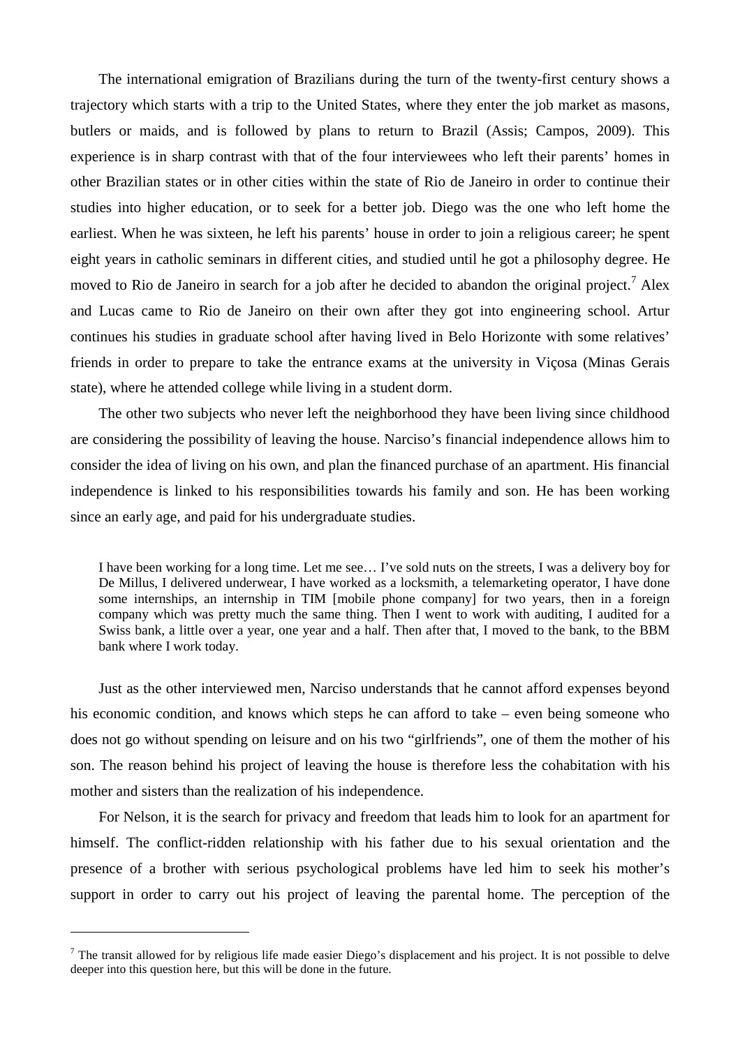The international emigration of Brazilians during the turn of the twenty-first century shows a trajectory which starts with a trip to the United States, where they enter the job market as masons, butlers or maids, and is followed by plans to return to Brazil (Assis; Campos, 2009). This experience is in sharp contrast with that of the four interviewees who left their parents' homes in other Brazilian states or in other cities within the state of Rio de Janeiro in order to continue their studies into higher education, or to seek for a better job. Diego was the one who left home the earliest. When he was sixteen, he left his parents' house in order to join a religious career; he spent eight years in catholic seminars in different cities, and studied until he got a philosophy degree. He moved to Rio de Janeiro in search for a job after he decided to abandon the original project.[7] Alex and Lucas came to Rio de Janeiro on their own after they got into engineering school. Artur continues his studies in graduate school after having lived in Belo Horizonte with some relatives' friends in order to prepare to take the entrance exams at the university in Viçosa (Minas Gerais state), where he attended college while living in a student dorm.

The other two subjects who never left the neighborhood they have been living since childhood are considering the possibility of leaving the house. Narciso's financial independence allows him to consider the idea of living on his own, and plan the financed purchase of an apartment. His financial independence is linked to his responsibilities towards his family and son. He has been working since an early age, and paid for his undergraduate studies.

> I have been working for a long time. Let me see… I've sold nuts on the streets, I was a delivery boy for De Millus, I delivered underwear, I have worked as a locksmith, a telemarketing operator, I have done some internships, an internship in TIM [mobile phone company] for two years, then in a foreign company which was pretty much the same thing. Then I went to work with auditing, I audited for a Swiss bank, a little over a year, one year and a half. Then after that, I moved to the bank, to the BBM bank where I work today.

Just as the other interviewed men, Narciso understands that he cannot afford expenses beyond his economic condition, and knows which steps he can afford to take – even being someone who does not go without spending on leisure and on his two "girlfriends", one of them the mother of his son. The reason behind his project of leaving the house is therefore less the cohabitation with his mother and sisters than the realization of his independence.

For Nelson, it is the search for privacy and freedom that leads him to look for an apartment for himself. The conflict-ridden relationship with his father due to his sexual orientation and the presence of a brother with serious psychological problems have led him to seek his mother's support in order to carry out his project of leaving the parental home. The perception of the

[7] The transit allowed for by religious life made easier Diego's displacement and his project. It is not possible to delve deeper into this question here, but this will be done in the future.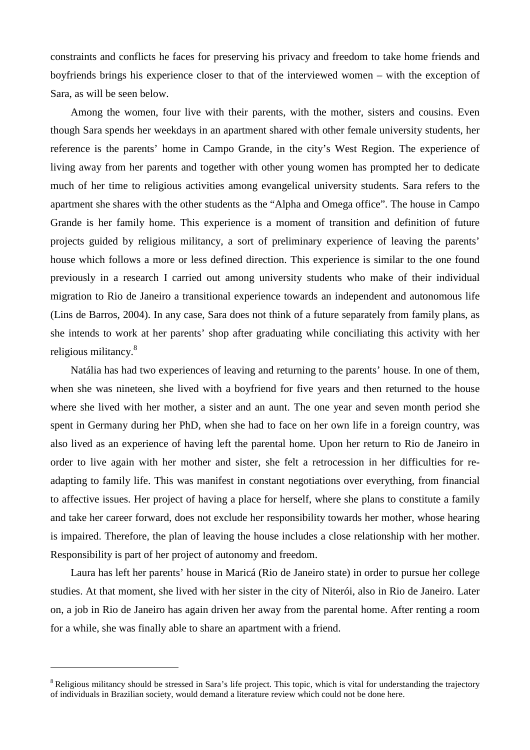constraints and conflicts he faces for preserving his privacy and freedom to take home friends and boyfriends brings his experience closer to that of the interviewed women – with the exception of Sara, as will be seen below.

Among the women, four live with their parents, with the mother, sisters and cousins. Even though Sara spends her weekdays in an apartment shared with other female university students, her reference is the parents' home in Campo Grande, in the city's West Region. The experience of living away from her parents and together with other young women has prompted her to dedicate much of her time to religious activities among evangelical university students. Sara refers to the apartment she shares with the other students as the "Alpha and Omega office". The house in Campo Grande is her family home. This experience is a moment of transition and definition of future projects guided by religious militancy, a sort of preliminary experience of leaving the parents' house which follows a more or less defined direction. This experience is similar to the one found previously in a research I carried out among university students who make of their individual migration to Rio de Janeiro a transitional experience towards an independent and autonomous life (Lins de Barros, 2004). In any case, Sara does not think of a future separately from family plans, as she intends to work at her parents' shop after graduating while conciliating this activity with her religious militancy.[8]

Natália has had two experiences of leaving and returning to the parents' house. In one of them, when she was nineteen, she lived with a boyfriend for five years and then returned to the house where she lived with her mother, a sister and an aunt. The one year and seven month period she spent in Germany during her PhD, when she had to face on her own life in a foreign country, was also lived as an experience of having left the parental home. Upon her return to Rio de Janeiro in order to live again with her mother and sister, she felt a retrocession in her difficulties for re-adapting to family life. This was manifest in constant negotiations over everything, from financial to affective issues. Her project of having a place for herself, where she plans to constitute a family and take her career forward, does not exclude her responsibility towards her mother, whose hearing is impaired. Therefore, the plan of leaving the house includes a close relationship with her mother. Responsibility is part of her project of autonomy and freedom.

Laura has left her parents' house in Maricá (Rio de Janeiro state) in order to pursue her college studies. At that moment, she lived with her sister in the city of Niterói, also in Rio de Janeiro. Later on, a job in Rio de Janeiro has again driven her away from the parental home. After renting a room for a while, she was finally able to share an apartment with a friend.

---

[8] Religious militancy should be stressed in Sara's life project. This topic, which is vital for understanding the trajectory of individuals in Brazilian society, would demand a literature review which could not be done here.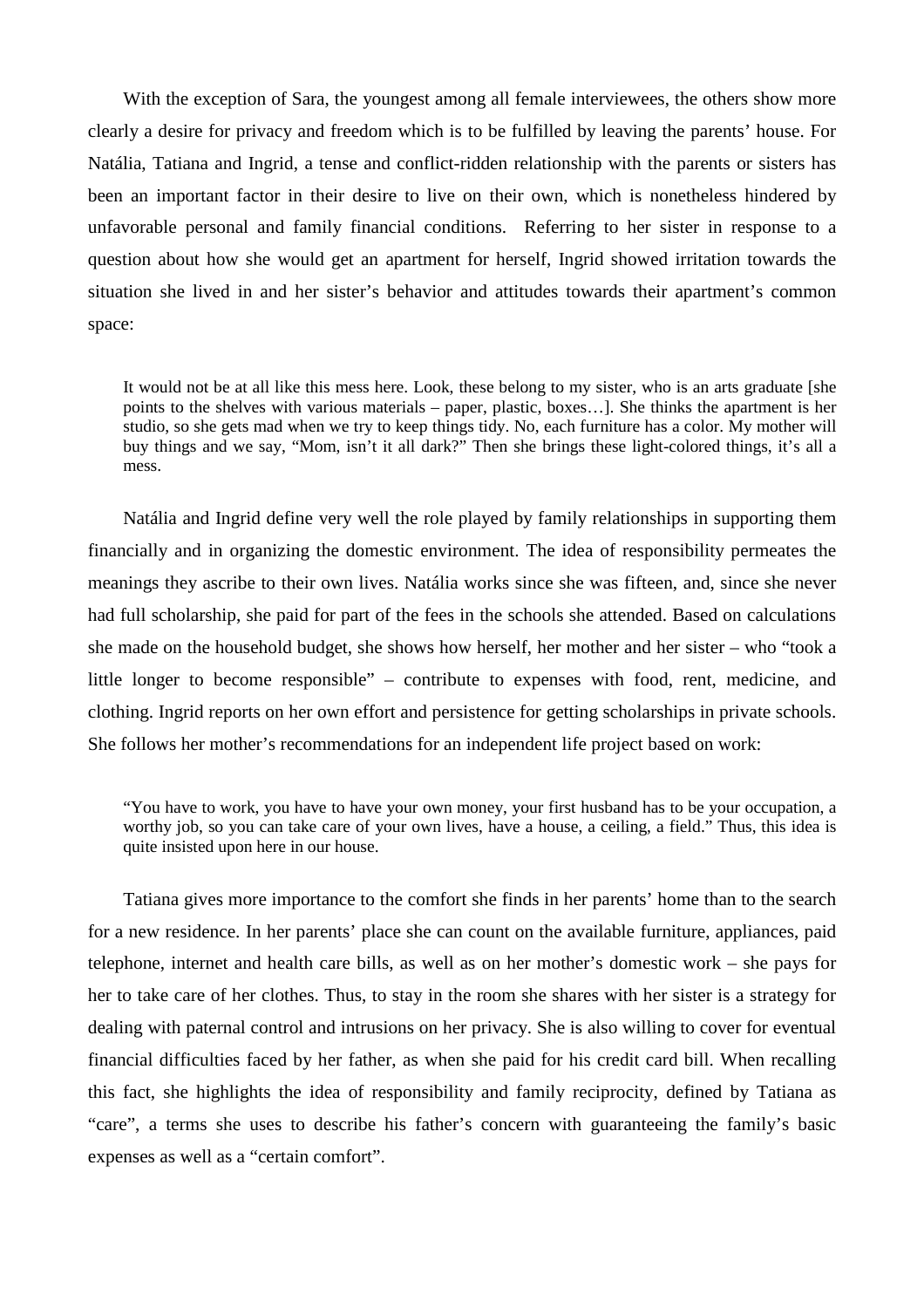With the exception of Sara, the youngest among all female interviewees, the others show more clearly a desire for privacy and freedom which is to be fulfilled by leaving the parents' house. For Natália, Tatiana and Ingrid, a tense and conflict-ridden relationship with the parents or sisters has been an important factor in their desire to live on their own, which is nonetheless hindered by unfavorable personal and family financial conditions. Referring to her sister in response to a question about how she would get an apartment for herself, Ingrid showed irritation towards the situation she lived in and her sister's behavior and attitudes towards their apartment's common space:

> It would not be at all like this mess here. Look, these belong to my sister, who is an arts graduate [she points to the shelves with various materials – paper, plastic, boxes…]. She thinks the apartment is her studio, so she gets mad when we try to keep things tidy. No, each furniture has a color. My mother will buy things and we say, "Mom, isn't it all dark?" Then she brings these light-colored things, it's all a mess.

Natália and Ingrid define very well the role played by family relationships in supporting them financially and in organizing the domestic environment. The idea of responsibility permeates the meanings they ascribe to their own lives. Natália works since she was fifteen, and, since she never had full scholarship, she paid for part of the fees in the schools she attended. Based on calculations she made on the household budget, she shows how herself, her mother and her sister – who "took a little longer to become responsible" – contribute to expenses with food, rent, medicine, and clothing. Ingrid reports on her own effort and persistence for getting scholarships in private schools. She follows her mother's recommendations for an independent life project based on work:

> "You have to work, you have to have your own money, your first husband has to be your occupation, a worthy job, so you can take care of your own lives, have a house, a ceiling, a field." Thus, this idea is quite insisted upon here in our house.

Tatiana gives more importance to the comfort she finds in her parents' home than to the search for a new residence. In her parents' place she can count on the available furniture, appliances, paid telephone, internet and health care bills, as well as on her mother's domestic work – she pays for her to take care of her clothes. Thus, to stay in the room she shares with her sister is a strategy for dealing with paternal control and intrusions on her privacy. She is also willing to cover for eventual financial difficulties faced by her father, as when she paid for his credit card bill. When recalling this fact, she highlights the idea of responsibility and family reciprocity, defined by Tatiana as "care", a terms she uses to describe his father's concern with guaranteeing the family's basic expenses as well as a "certain comfort".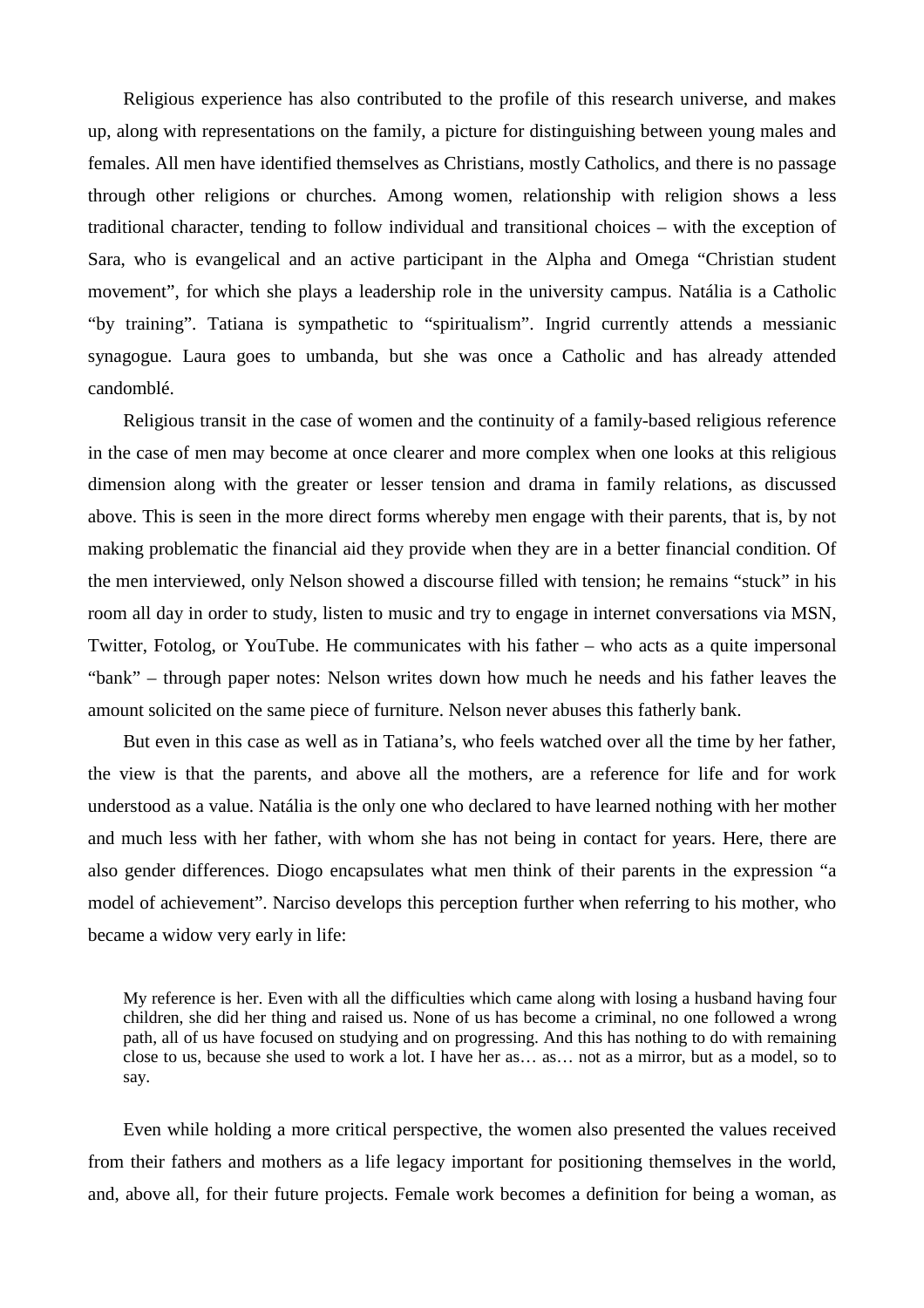Religious experience has also contributed to the profile of this research universe, and makes up, along with representations on the family, a picture for distinguishing between young males and females. All men have identified themselves as Christians, mostly Catholics, and there is no passage through other religions or churches. Among women, relationship with religion shows a less traditional character, tending to follow individual and transitional choices – with the exception of Sara, who is evangelical and an active participant in the Alpha and Omega "Christian student movement", for which she plays a leadership role in the university campus. Natália is a Catholic "by training". Tatiana is sympathetic to "spiritualism". Ingrid currently attends a messianic synagogue. Laura goes to umbanda, but she was once a Catholic and has already attended candomblé.

Religious transit in the case of women and the continuity of a family-based religious reference in the case of men may become at once clearer and more complex when one looks at this religious dimension along with the greater or lesser tension and drama in family relations, as discussed above. This is seen in the more direct forms whereby men engage with their parents, that is, by not making problematic the financial aid they provide when they are in a better financial condition. Of the men interviewed, only Nelson showed a discourse filled with tension; he remains "stuck" in his room all day in order to study, listen to music and try to engage in internet conversations via MSN, Twitter, Fotolog, or YouTube. He communicates with his father – who acts as a quite impersonal "bank" – through paper notes: Nelson writes down how much he needs and his father leaves the amount solicited on the same piece of furniture. Nelson never abuses this fatherly bank.

But even in this case as well as in Tatiana's, who feels watched over all the time by her father, the view is that the parents, and above all the mothers, are a reference for life and for work understood as a value. Natália is the only one who declared to have learned nothing with her mother and much less with her father, with whom she has not being in contact for years. Here, there are also gender differences. Diogo encapsulates what men think of their parents in the expression "a model of achievement". Narciso develops this perception further when referring to his mother, who became a widow very early in life:

> My reference is her. Even with all the difficulties which came along with losing a husband having four children, she did her thing and raised us. None of us has become a criminal, no one followed a wrong path, all of us have focused on studying and on progressing. And this has nothing to do with remaining close to us, because she used to work a lot. I have her as… as… not as a mirror, but as a model, so to say.

Even while holding a more critical perspective, the women also presented the values received from their fathers and mothers as a life legacy important for positioning themselves in the world, and, above all, for their future projects. Female work becomes a definition for being a woman, as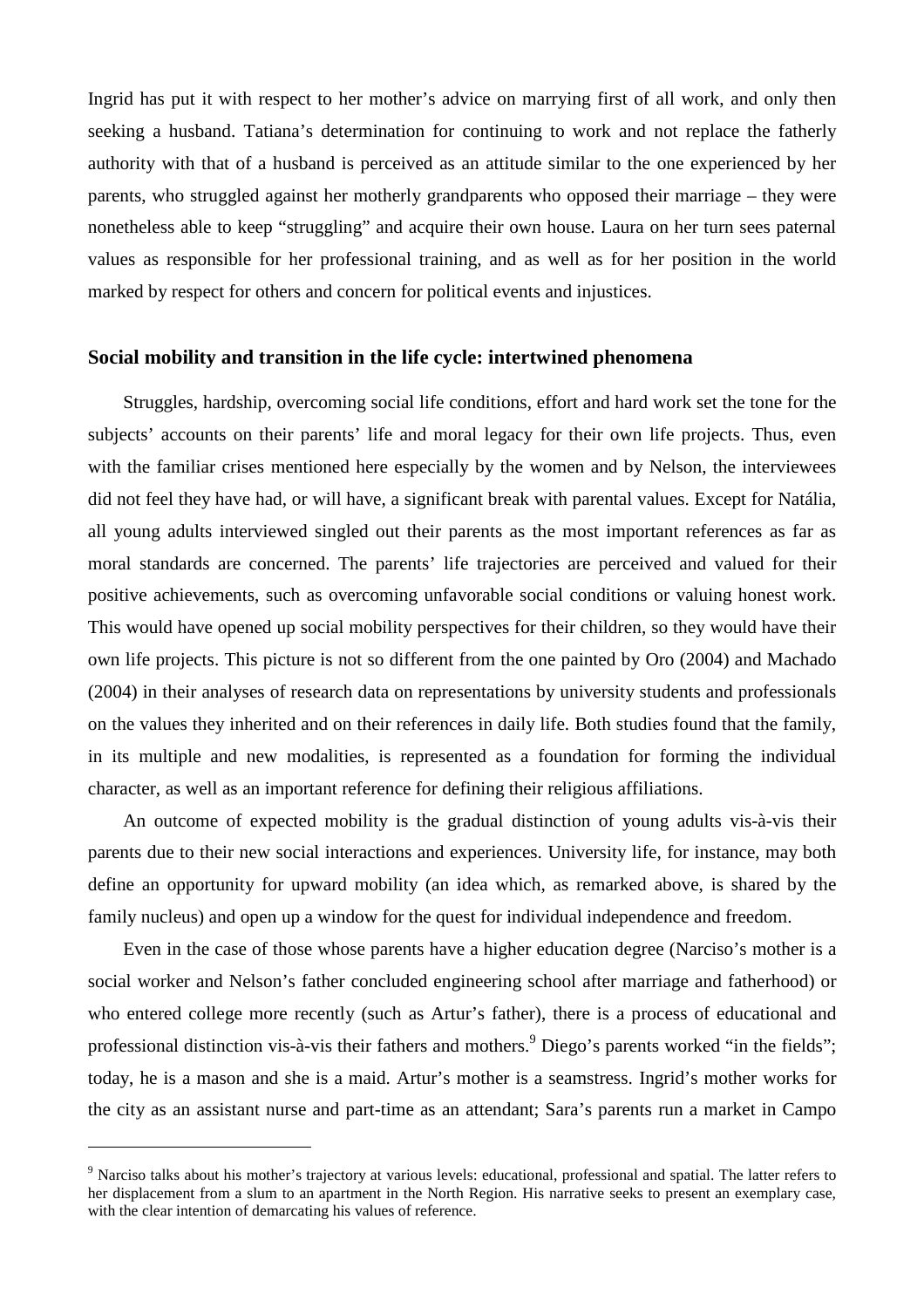Ingrid has put it with respect to her mother's advice on marrying first of all work, and only then seeking a husband. Tatiana's determination for continuing to work and not replace the fatherly authority with that of a husband is perceived as an attitude similar to the one experienced by her parents, who struggled against her motherly grandparents who opposed their marriage – they were nonetheless able to keep "struggling" and acquire their own house. Laura on her turn sees paternal values as responsible for her professional training, and as well as for her position in the world marked by respect for others and concern for political events and injustices.

## Social mobility and transition in the life cycle: intertwined phenomena

Struggles, hardship, overcoming social life conditions, effort and hard work set the tone for the subjects' accounts on their parents' life and moral legacy for their own life projects. Thus, even with the familiar crises mentioned here especially by the women and by Nelson, the interviewees did not feel they have had, or will have, a significant break with parental values. Except for Natália, all young adults interviewed singled out their parents as the most important references as far as moral standards are concerned. The parents' life trajectories are perceived and valued for their positive achievements, such as overcoming unfavorable social conditions or valuing honest work. This would have opened up social mobility perspectives for their children, so they would have their own life projects. This picture is not so different from the one painted by Oro (2004) and Machado (2004) in their analyses of research data on representations by university students and professionals on the values they inherited and on their references in daily life. Both studies found that the family, in its multiple and new modalities, is represented as a foundation for forming the individual character, as well as an important reference for defining their religious affiliations.

An outcome of expected mobility is the gradual distinction of young adults vis-à-vis their parents due to their new social interactions and experiences. University life, for instance, may both define an opportunity for upward mobility (an idea which, as remarked above, is shared by the family nucleus) and open up a window for the quest for individual independence and freedom.

Even in the case of those whose parents have a higher education degree (Narciso's mother is a social worker and Nelson's father concluded engineering school after marriage and fatherhood) or who entered college more recently (such as Artur's father), there is a process of educational and professional distinction vis-à-vis their fathers and mothers.[9] Diego's parents worked "in the fields"; today, he is a mason and she is a maid. Artur's mother is a seamstress. Ingrid's mother works for the city as an assistant nurse and part-time as an attendant; Sara's parents run a market in Campo

[9] Narciso talks about his mother's trajectory at various levels: educational, professional and spatial. The latter refers to her displacement from a slum to an apartment in the North Region. His narrative seeks to present an exemplary case, with the clear intention of demarcating his values of reference.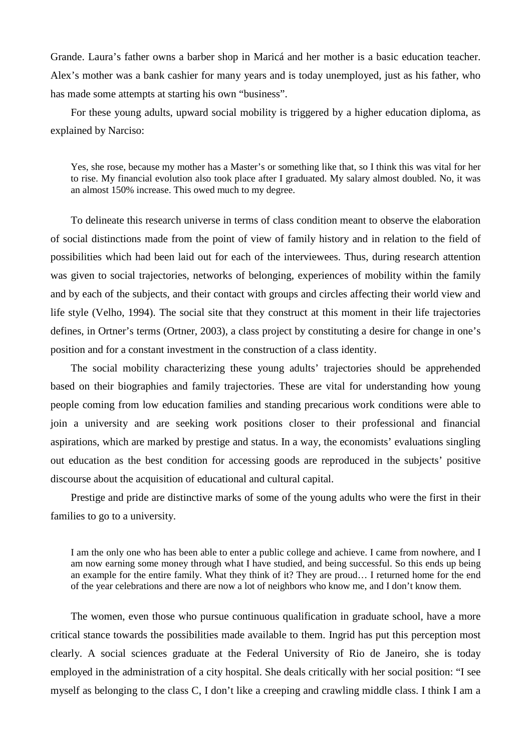Grande. Laura's father owns a barber shop in Maricá and her mother is a basic education teacher. Alex's mother was a bank cashier for many years and is today unemployed, just as his father, who has made some attempts at starting his own "business".

For these young adults, upward social mobility is triggered by a higher education diploma, as explained by Narciso:

> Yes, she rose, because my mother has a Master's or something like that, so I think this was vital for her to rise. My financial evolution also took place after I graduated. My salary almost doubled. No, it was an almost 150% increase. This owed much to my degree.

To delineate this research universe in terms of class condition meant to observe the elaboration of social distinctions made from the point of view of family history and in relation to the field of possibilities which had been laid out for each of the interviewees. Thus, during research attention was given to social trajectories, networks of belonging, experiences of mobility within the family and by each of the subjects, and their contact with groups and circles affecting their world view and life style (Velho, 1994). The social site that they construct at this moment in their life trajectories defines, in Ortner's terms (Ortner, 2003), a class project by constituting a desire for change in one's position and for a constant investment in the construction of a class identity.

The social mobility characterizing these young adults' trajectories should be apprehended based on their biographies and family trajectories. These are vital for understanding how young people coming from low education families and standing precarious work conditions were able to join a university and are seeking work positions closer to their professional and financial aspirations, which are marked by prestige and status. In a way, the economists' evaluations singling out education as the best condition for accessing goods are reproduced in the subjects' positive discourse about the acquisition of educational and cultural capital.

Prestige and pride are distinctive marks of some of the young adults who were the first in their families to go to a university.

> I am the only one who has been able to enter a public college and achieve. I came from nowhere, and I am now earning some money through what I have studied, and being successful. So this ends up being an example for the entire family. What they think of it? They are proud… I returned home for the end of the year celebrations and there are now a lot of neighbors who know me, and I don't know them.

The women, even those who pursue continuous qualification in graduate school, have a more critical stance towards the possibilities made available to them. Ingrid has put this perception most clearly. A social sciences graduate at the Federal University of Rio de Janeiro, she is today employed in the administration of a city hospital. She deals critically with her social position: "I see myself as belonging to the class C, I don't like a creeping and crawling middle class. I think I am a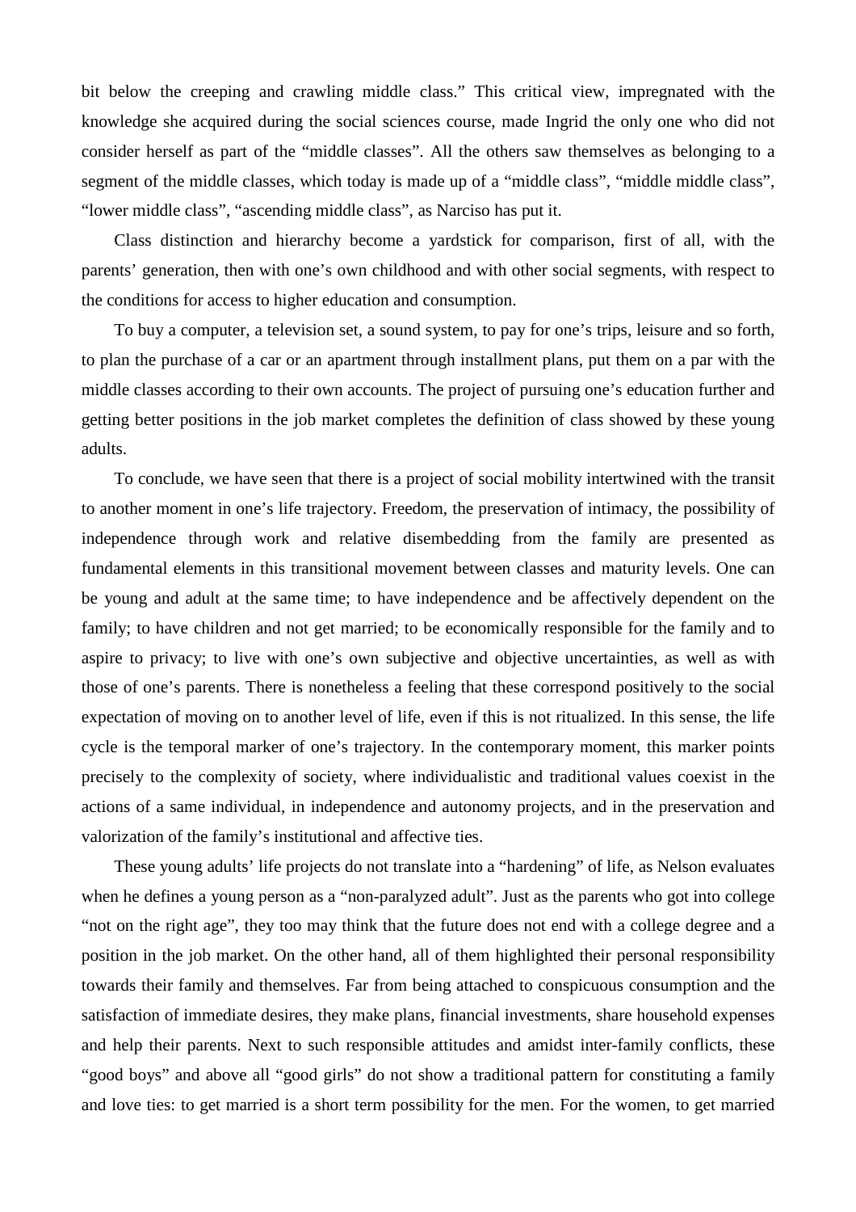bit below the creeping and crawling middle class." This critical view, impregnated with the knowledge she acquired during the social sciences course, made Ingrid the only one who did not consider herself as part of the "middle classes". All the others saw themselves as belonging to a segment of the middle classes, which today is made up of a "middle class", "middle middle class", "lower middle class", "ascending middle class", as Narciso has put it.

Class distinction and hierarchy become a yardstick for comparison, first of all, with the parents' generation, then with one's own childhood and with other social segments, with respect to the conditions for access to higher education and consumption.

To buy a computer, a television set, a sound system, to pay for one's trips, leisure and so forth, to plan the purchase of a car or an apartment through installment plans, put them on a par with the middle classes according to their own accounts. The project of pursuing one's education further and getting better positions in the job market completes the definition of class showed by these young adults.

To conclude, we have seen that there is a project of social mobility intertwined with the transit to another moment in one's life trajectory. Freedom, the preservation of intimacy, the possibility of independence through work and relative disembedding from the family are presented as fundamental elements in this transitional movement between classes and maturity levels. One can be young and adult at the same time; to have independence and be affectively dependent on the family; to have children and not get married; to be economically responsible for the family and to aspire to privacy; to live with one's own subjective and objective uncertainties, as well as with those of one's parents. There is nonetheless a feeling that these correspond positively to the social expectation of moving on to another level of life, even if this is not ritualized. In this sense, the life cycle is the temporal marker of one's trajectory. In the contemporary moment, this marker points precisely to the complexity of society, where individualistic and traditional values coexist in the actions of a same individual, in independence and autonomy projects, and in the preservation and valorization of the family's institutional and affective ties.

These young adults' life projects do not translate into a "hardening" of life, as Nelson evaluates when he defines a young person as a "non-paralyzed adult". Just as the parents who got into college "not on the right age", they too may think that the future does not end with a college degree and a position in the job market. On the other hand, all of them highlighted their personal responsibility towards their family and themselves. Far from being attached to conspicuous consumption and the satisfaction of immediate desires, they make plans, financial investments, share household expenses and help their parents. Next to such responsible attitudes and amidst inter-family conflicts, these "good boys" and above all "good girls" do not show a traditional pattern for constituting a family and love ties: to get married is a short term possibility for the men. For the women, to get married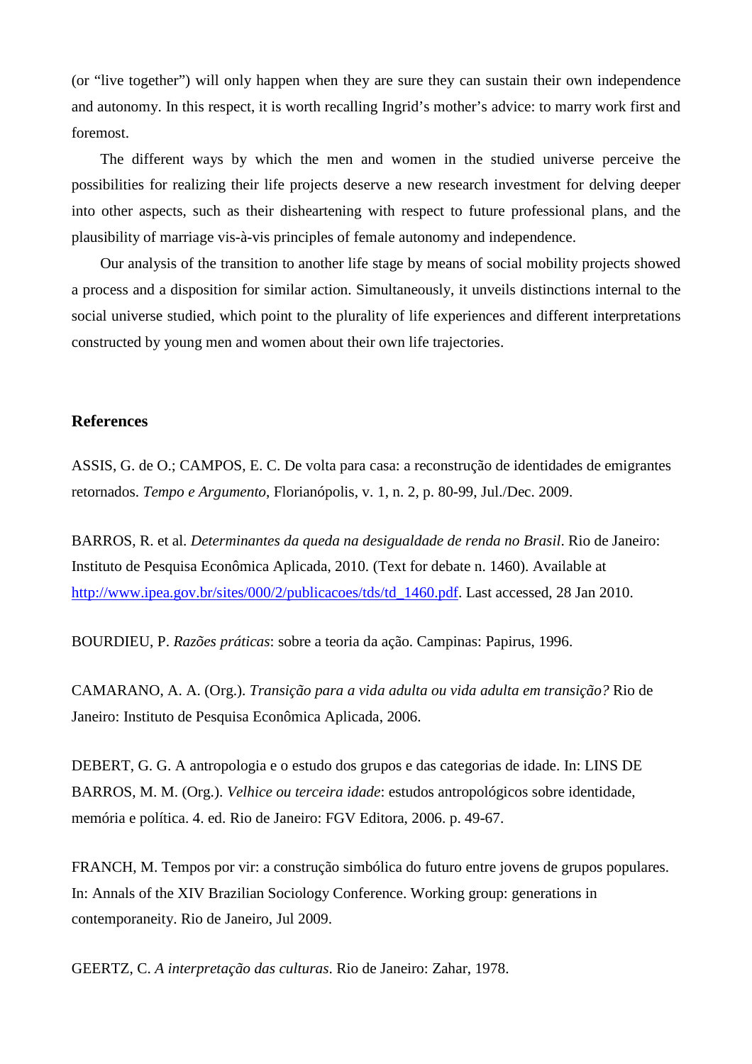(or “live together”) will only happen when they are sure they can sustain their own independence and autonomy. In this respect, it is worth recalling Ingrid’s mother’s advice: to marry work first and foremost.

The different ways by which the men and women in the studied universe perceive the possibilities for realizing their life projects deserve a new research investment for delving deeper into other aspects, such as their disheartening with respect to future professional plans, and the plausibility of marriage vis-à-vis principles of female autonomy and independence.

Our analysis of the transition to another life stage by means of social mobility projects showed a process and a disposition for similar action. Simultaneously, it unveils distinctions internal to the social universe studied, which point to the plurality of life experiences and different interpretations constructed by young men and women about their own life trajectories.

## References

ASSIS, G. de O.; CAMPOS, E. C. De volta para casa: a reconstrução de identidades de emigrantes retornados. *Tempo e Argumento*, Florianópolis, v. 1, n. 2, p. 80-99, Jul./Dec. 2009.

BARROS, R. et al. *Determinantes da queda na desigualdade de renda no Brasil*. Rio de Janeiro: Instituto de Pesquisa Econômica Aplicada, 2010. (Text for debate n. 1460). Available at http://www.ipea.gov.br/sites/000/2/publicacoes/tds/td_1460.pdf. Last accessed, 28 Jan 2010.

BOURDIEU, P. *Razões práticas*: sobre a teoria da ação. Campinas: Papirus, 1996.

CAMARANO, A. A. (Org.). *Transição para a vida adulta ou vida adulta em transição?* Rio de Janeiro: Instituto de Pesquisa Econômica Aplicada, 2006.

DEBERT, G. G. A antropologia e o estudo dos grupos e das categorias de idade. In: LINS DE BARROS, M. M. (Org.). *Velhice ou terceira idade*: estudos antropológicos sobre identidade, memória e política. 4. ed. Rio de Janeiro: FGV Editora, 2006. p. 49-67.

FRANCH, M. Tempos por vir: a construção simbólica do futuro entre jovens de grupos populares. In: Annals of the XIV Brazilian Sociology Conference. Working group: generations in contemporaneity. Rio de Janeiro, Jul 2009.

GEERTZ, C. *A interpretação das culturas*. Rio de Janeiro: Zahar, 1978.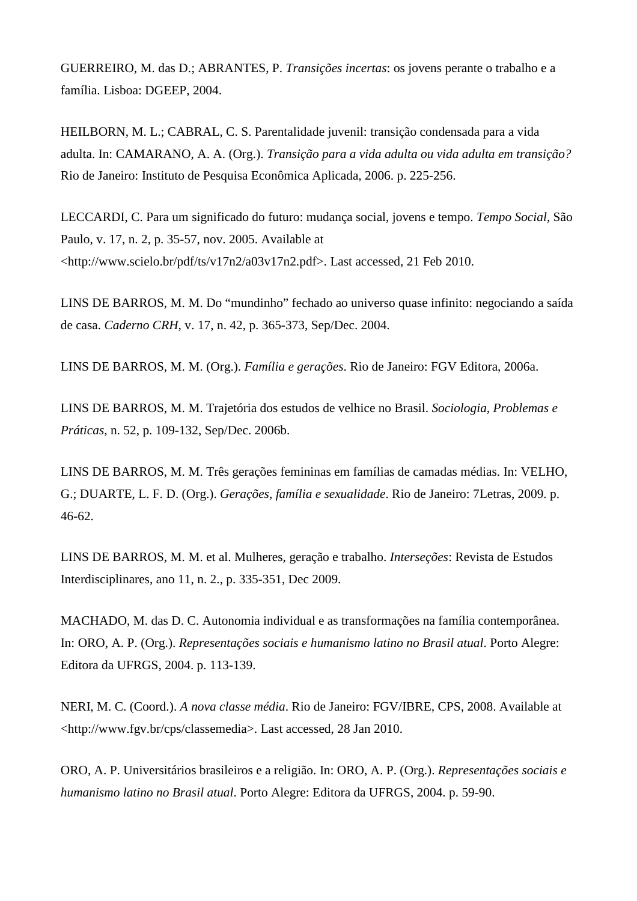GUERREIRO, M. das D.; ABRANTES, P. *Transições incertas*: os jovens perante o trabalho e a família. Lisboa: DGEEP, 2004.

HEILBORN, M. L.; CABRAL, C. S. Parentalidade juvenil: transição condensada para a vida adulta. In: CAMARANO, A. A. (Org.). *Transição para a vida adulta ou vida adulta em transição?* Rio de Janeiro: Instituto de Pesquisa Econômica Aplicada, 2006. p. 225-256.

LECCARDI, C. Para um significado do futuro: mudança social, jovens e tempo. *Tempo Social*, São Paulo, v. 17, n. 2, p. 35-57, nov. 2005. Available at <http://www.scielo.br/pdf/ts/v17n2/a03v17n2.pdf>. Last accessed, 21 Feb 2010.

LINS DE BARROS, M. M. Do "mundinho" fechado ao universo quase infinito: negociando a saída de casa. *Caderno CRH*, v. 17, n. 42, p. 365-373, Sep/Dec. 2004.

LINS DE BARROS, M. M. (Org.). *Família e gerações*. Rio de Janeiro: FGV Editora, 2006a.

LINS DE BARROS, M. M. Trajetória dos estudos de velhice no Brasil. *Sociologia, Problemas e Práticas*, n. 52, p. 109-132, Sep/Dec. 2006b.

LINS DE BARROS, M. M. Três gerações femininas em famílias de camadas médias. In: VELHO, G.; DUARTE, L. F. D. (Org.). *Gerações, família e sexualidade*. Rio de Janeiro: 7Letras, 2009. p. 46-62.

LINS DE BARROS, M. M. et al. Mulheres, geração e trabalho. *Interseções*: Revista de Estudos Interdisciplinares, ano 11, n. 2., p. 335-351, Dec 2009.

MACHADO, M. das D. C. Autonomia individual e as transformações na família contemporânea. In: ORO, A. P. (Org.). *Representações sociais e humanismo latino no Brasil atual*. Porto Alegre: Editora da UFRGS, 2004. p. 113-139.

NERI, M. C. (Coord.). *A nova classe média*. Rio de Janeiro: FGV/IBRE, CPS, 2008. Available at <http://www.fgv.br/cps/classemedia>. Last accessed, 28 Jan 2010.

ORO, A. P. Universitários brasileiros e a religião. In: ORO, A. P. (Org.). *Representações sociais e humanismo latino no Brasil atual*. Porto Alegre: Editora da UFRGS, 2004. p. 59-90.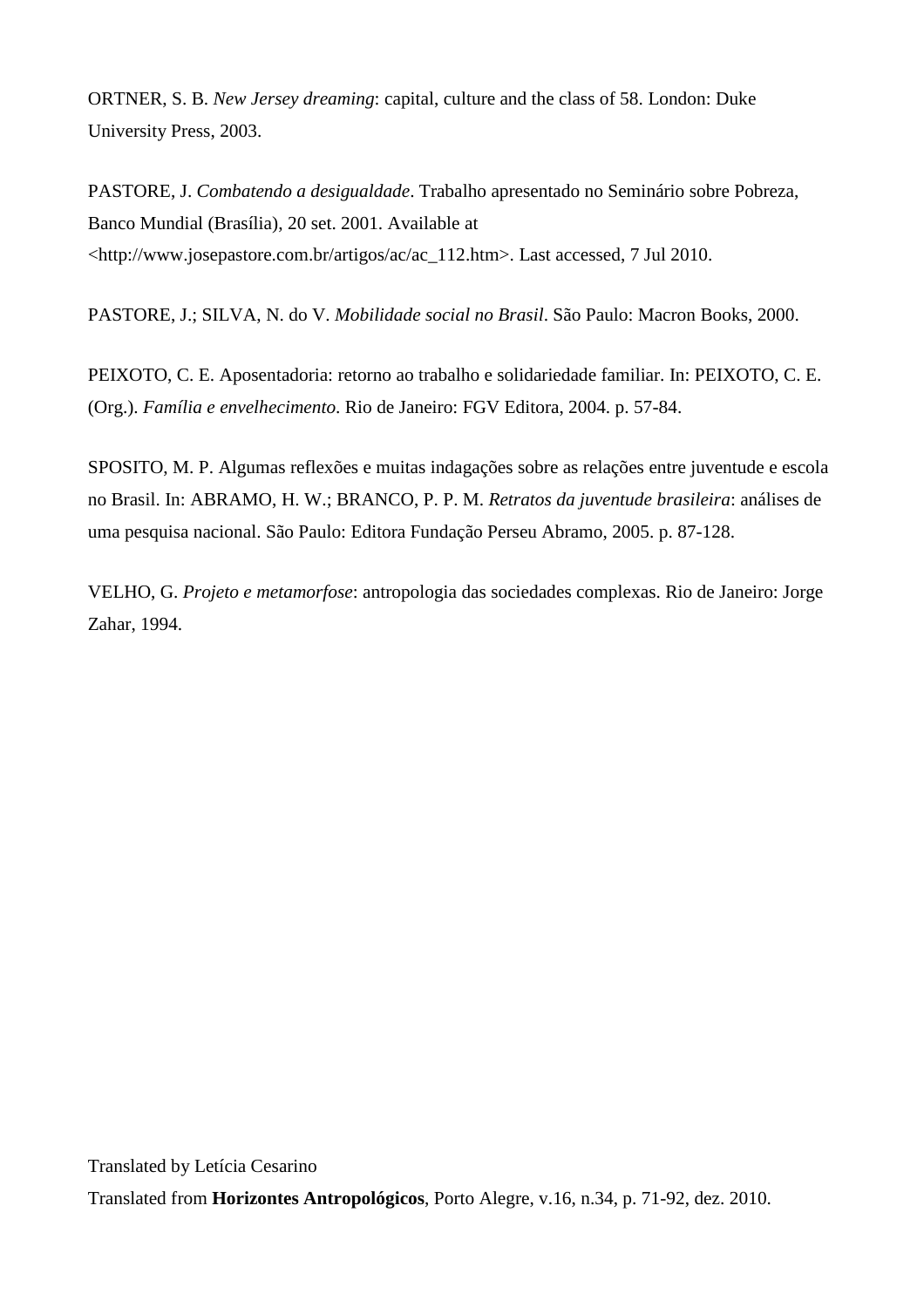ORTNER, S. B. *New Jersey dreaming*: capital, culture and the class of 58. London: Duke University Press, 2003.

PASTORE, J. *Combatendo a desigualdade*. Trabalho apresentado no Seminário sobre Pobreza, Banco Mundial (Brasília), 20 set. 2001. Available at <http://www.josepastore.com.br/artigos/ac/ac_112.htm>. Last accessed, 7 Jul 2010.

PASTORE, J.; SILVA, N. do V. *Mobilidade social no Brasil*. São Paulo: Macron Books, 2000.

PEIXOTO, C. E. Aposentadoria: retorno ao trabalho e solidariedade familiar. In: PEIXOTO, C. E. (Org.). *Família e envelhecimento*. Rio de Janeiro: FGV Editora, 2004. p. 57-84.

SPOSITO, M. P. Algumas reflexões e muitas indagações sobre as relações entre juventude e escola no Brasil. In: ABRAMO, H. W.; BRANCO, P. P. M. *Retratos da juventude brasileira*: análises de uma pesquisa nacional. São Paulo: Editora Fundação Perseu Abramo, 2005. p. 87-128.

VELHO, G. *Projeto e metamorfose*: antropologia das sociedades complexas. Rio de Janeiro: Jorge Zahar, 1994.

Translated by Letícia Cesarino

Translated from **Horizontes Antropológicos**, Porto Alegre, v.16, n.34, p. 71-92, dez. 2010.